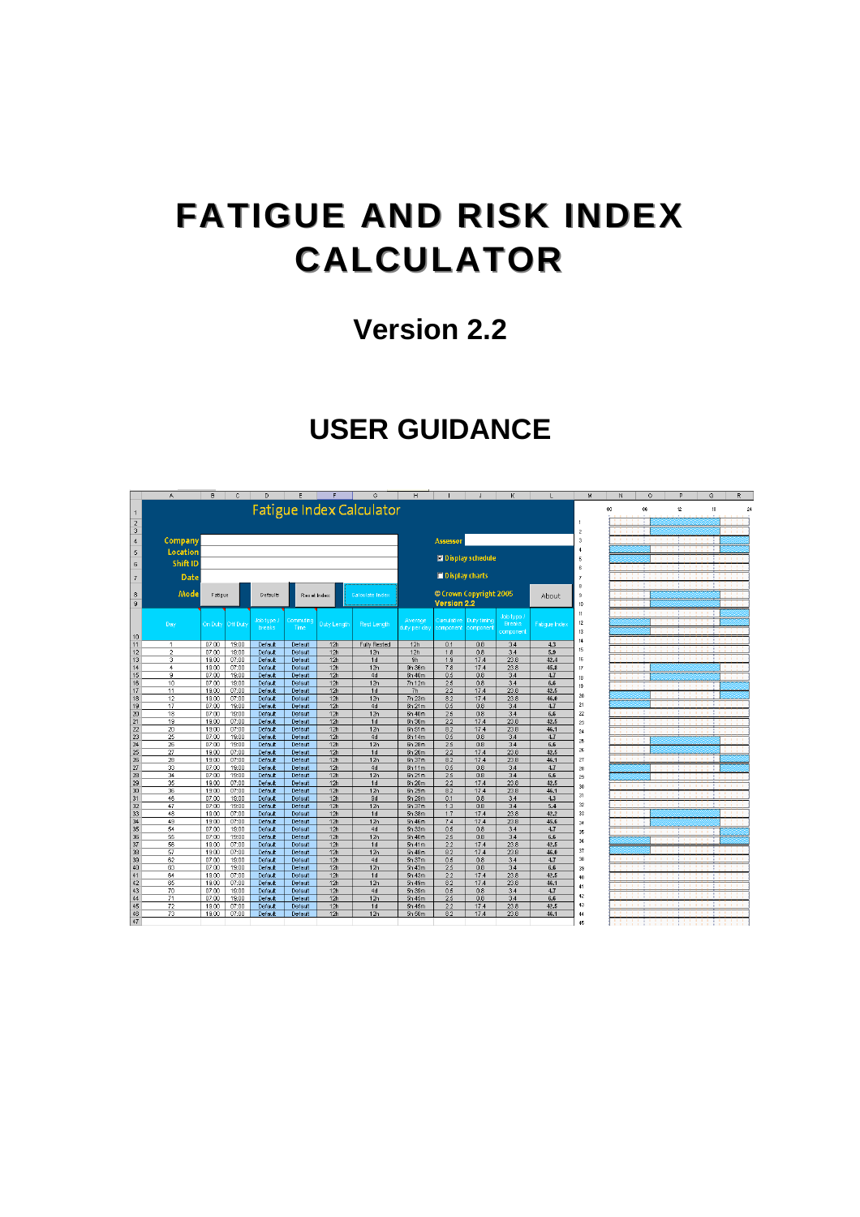# FATIGUE AND RISK INDEX CALCULATOR

## Version 2.2

## USER GUIDANCE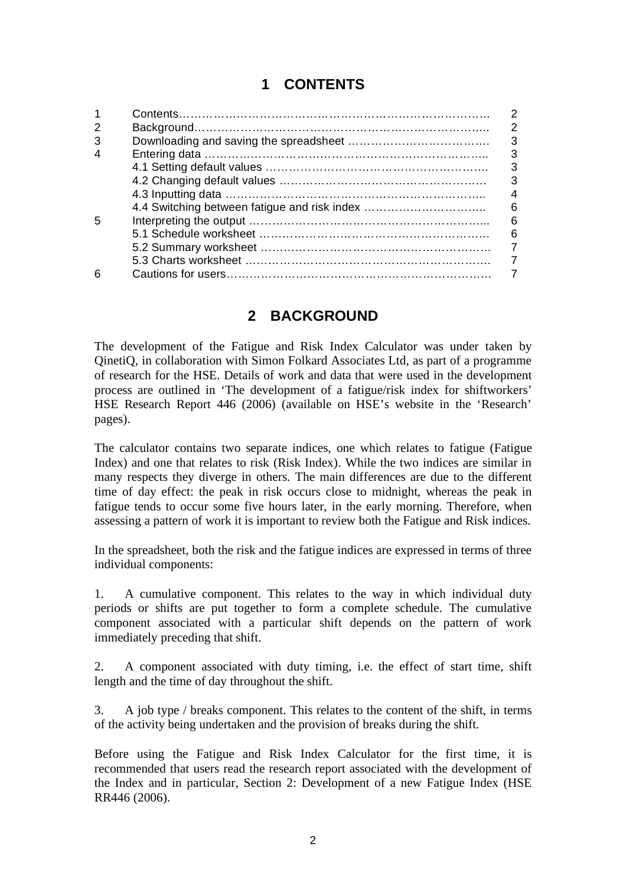# 1 CONTENTS

| | | |
|---|---|---|
| 1 | Contents | 2 |
| 2 | Background | 2 |
| 3 | Downloading and saving the spreadsheet | 3 |
| 4 | Entering data | 3 |
| | 4.1 Setting default values | 3 |
| | 4.2 Changing default values | 3 |
| | 4.3 Inputting data | 4 |
| | 4.4 Switching between fatigue and risk index | 6 |
| 5 | Interpreting the output | 6 |
| | 5.1 Schedule worksheet | 6 |
| | 5.2 Summary worksheet | 7 |
| | 5.3 Charts worksheet | 7 |
| 6 | Cautions for users | 7 |

# 2 BACKGROUND

The development of the Fatigue and Risk Index Calculator was under taken by QinetiQ, in collaboration with Simon Folkard Associates Ltd, as part of a programme of research for the HSE. Details of work and data that were used in the development process are outlined in 'The development of a fatigue/risk index for shiftworkers' HSE Research Report 446 (2006) (available on HSE's website in the 'Research' pages).

The calculator contains two separate indices, one which relates to fatigue (Fatigue Index) and one that relates to risk (Risk Index). While the two indices are similar in many respects they diverge in others. The main differences are due to the different time of day effect: the peak in risk occurs close to midnight, whereas the peak in fatigue tends to occur some five hours later, in the early morning. Therefore, when assessing a pattern of work it is important to review both the Fatigue and Risk indices.

In the spreadsheet, both the risk and the fatigue indices are expressed in terms of three individual components:

1. A cumulative component. This relates to the way in which individual duty periods or shifts are put together to form a complete schedule. The cumulative component associated with a particular shift depends on the pattern of work immediately preceding that shift.

2. A component associated with duty timing, i.e. the effect of start time, shift length and the time of day throughout the shift.

3. A job type / breaks component. This relates to the content of the shift, in terms of the activity being undertaken and the provision of breaks during the shift.

Before using the Fatigue and Risk Index Calculator for the first time, it is recommended that users read the research report associated with the development of the Index and in particular, Section 2: Development of a new Fatigue Index (HSE RR446 (2006).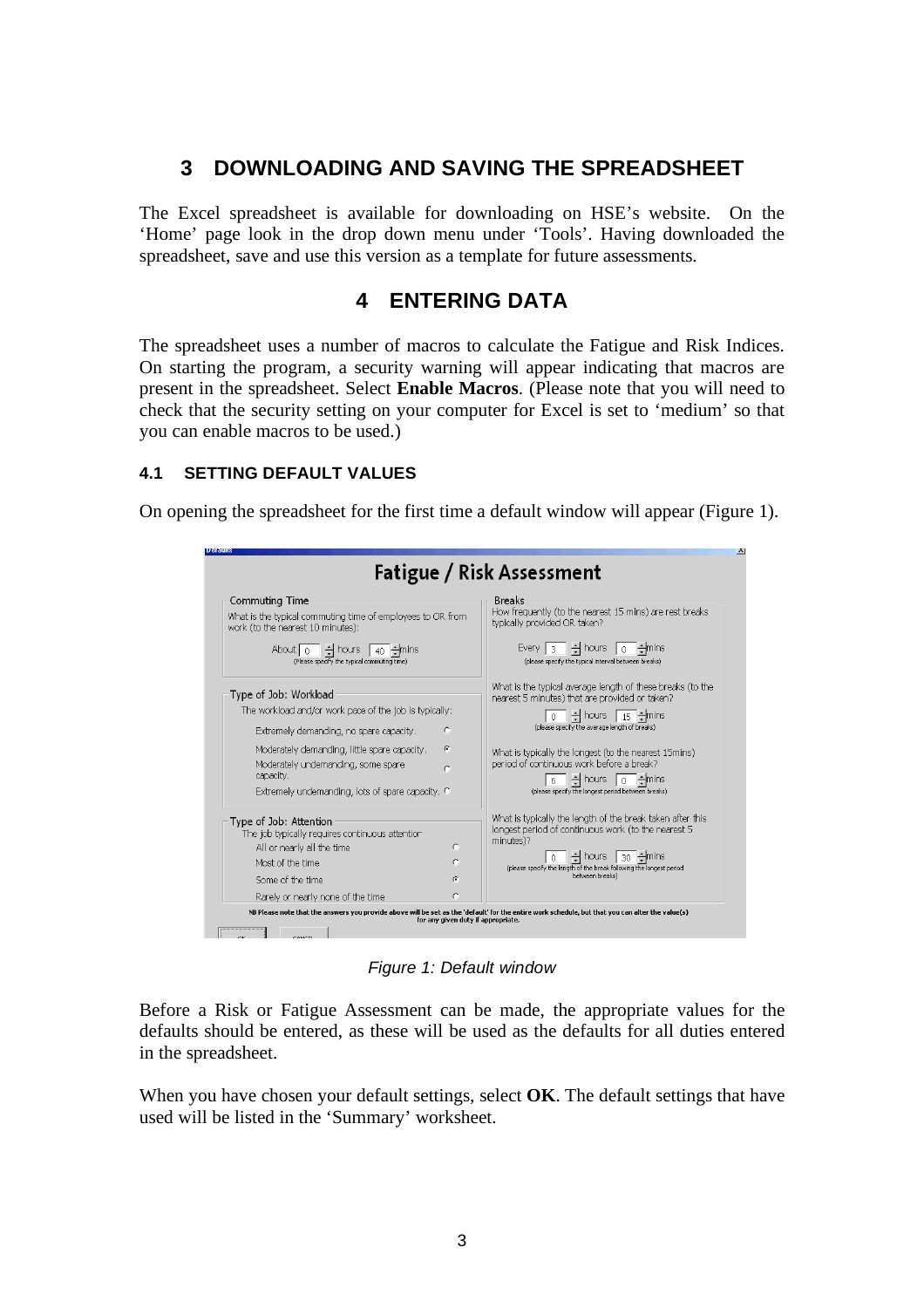# 3 DOWNLOADING AND SAVING THE SPREADSHEET

The Excel spreadsheet is available for downloading on HSE's website. On the 'Home' page look in the drop down menu under 'Tools'. Having downloaded the spreadsheet, save and use this version as a template for future assessments.

# 4 ENTERING DATA

The spreadsheet uses a number of macros to calculate the Fatigue and Risk Indices. On starting the program, a security warning will appear indicating that macros are present in the spreadsheet. Select **Enable Macros**. (Please note that you will need to check that the security setting on your computer for Excel is set to 'medium' so that you can enable macros to be used.)

## 4.1 SETTING DEFAULT VALUES

On opening the spreadsheet for the first time a default window will appear (Figure 1).

*Figure 1: Default window*

Before a Risk or Fatigue Assessment can be made, the appropriate values for the defaults should be entered, as these will be used as the defaults for all duties entered in the spreadsheet.

When you have chosen your default settings, select **OK**. The default settings that have used will be listed in the 'Summary' worksheet.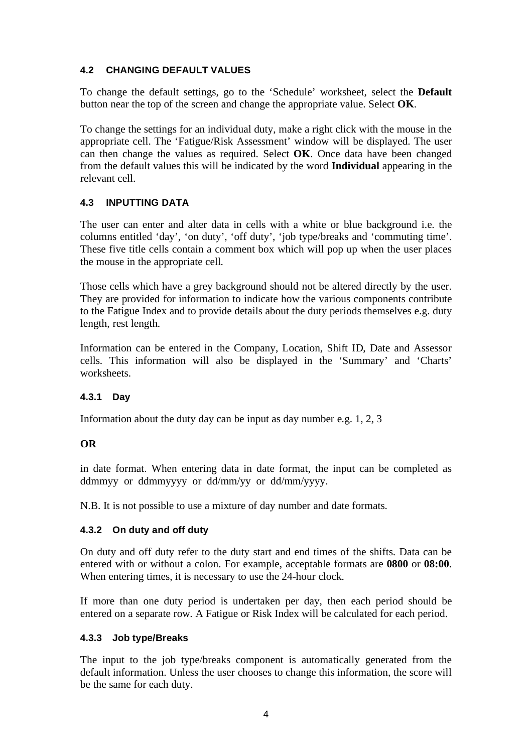## 4.2 CHANGING DEFAULT VALUES

To change the default settings, go to the ‘Schedule’ worksheet, select the **Default** button near the top of the screen and change the appropriate value. Select **OK**.

To change the settings for an individual duty, make a right click with the mouse in the appropriate cell. The ‘Fatigue/Risk Assessment’ window will be displayed. The user can then change the values as required. Select **OK**. Once data have been changed from the default values this will be indicated by the word **Individual** appearing in the relevant cell.

## 4.3 INPUTTING DATA

The user can enter and alter data in cells with a white or blue background i.e. the columns entitled ‘day’, ‘on duty’, ‘off duty’, ‘job type/breaks and ‘commuting time’. These five title cells contain a comment box which will pop up when the user places the mouse in the appropriate cell.

Those cells which have a grey background should not be altered directly by the user. They are provided for information to indicate how the various components contribute to the Fatigue Index and to provide details about the duty periods themselves e.g. duty length, rest length.

Information can be entered in the Company, Location, Shift ID, Date and Assessor cells. This information will also be displayed in the ‘Summary’ and ‘Charts’ worksheets.

### 4.3.1 Day

Information about the duty day can be input as day number e.g. 1, 2, 3

**OR**

in date format. When entering data in date format, the input can be completed as ddmmyy or ddmmyyyy or dd/mm/yy or dd/mm/yyyy.

N.B. It is not possible to use a mixture of day number and date formats.

### 4.3.2 On duty and off duty

On duty and off duty refer to the duty start and end times of the shifts. Data can be entered with or without a colon. For example, acceptable formats are **0800** or **08:00**. When entering times, it is necessary to use the 24-hour clock.

If more than one duty period is undertaken per day, then each period should be entered on a separate row. A Fatigue or Risk Index will be calculated for each period.

### 4.3.3 Job type/Breaks

The input to the job type/breaks component is automatically generated from the default information. Unless the user chooses to change this information, the score will be the same for each duty.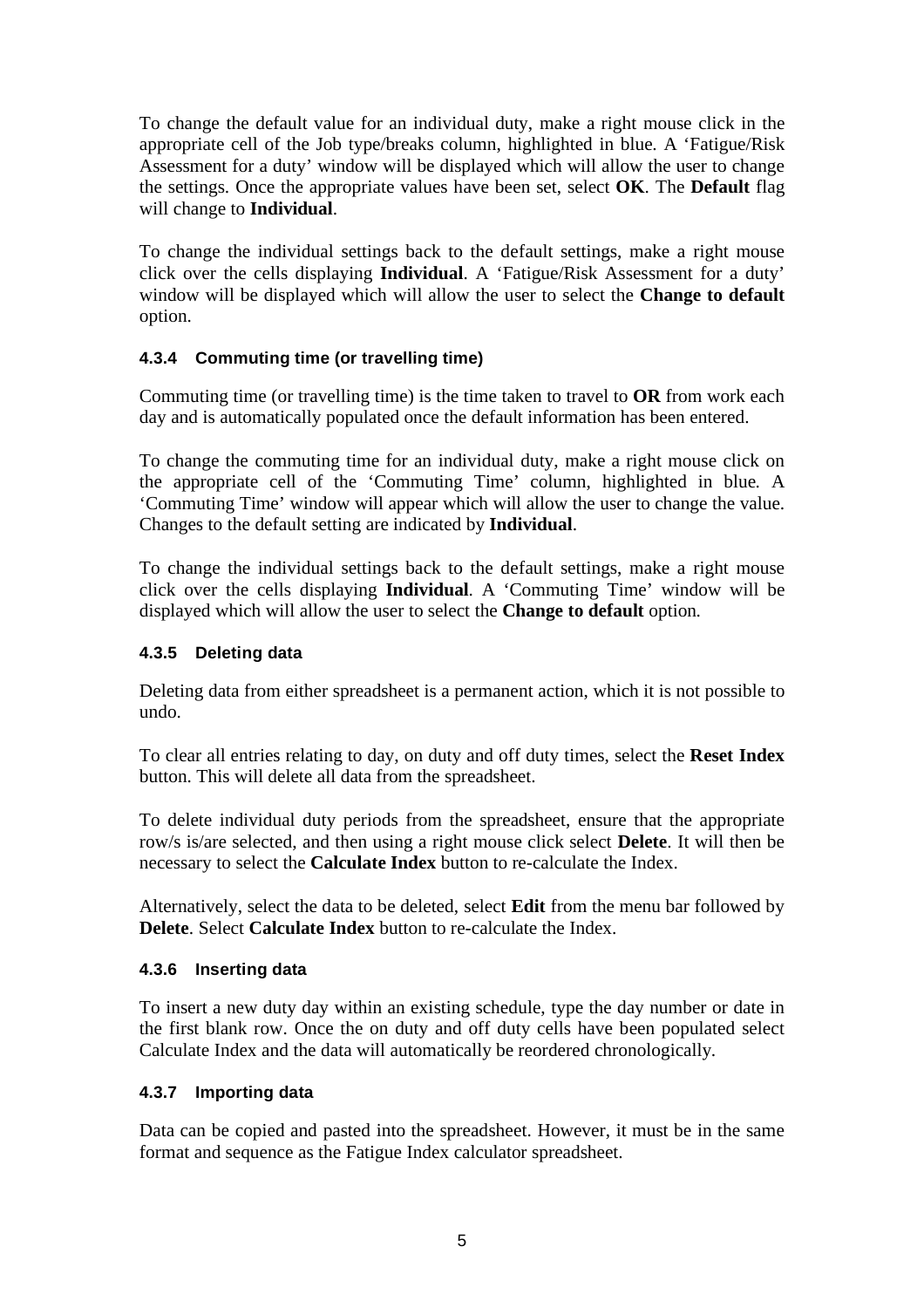To change the default value for an individual duty, make a right mouse click in the appropriate cell of the Job type/breaks column, highlighted in blue. A 'Fatigue/Risk Assessment for a duty' window will be displayed which will allow the user to change the settings. Once the appropriate values have been set, select **OK**. The **Default** flag will change to **Individual**.

To change the individual settings back to the default settings, make a right mouse click over the cells displaying **Individual**. A 'Fatigue/Risk Assessment for a duty' window will be displayed which will allow the user to select the **Change to default** option.

#### 4.3.4 Commuting time (or travelling time)

Commuting time (or travelling time) is the time taken to travel to **OR** from work each day and is automatically populated once the default information has been entered.

To change the commuting time for an individual duty, make a right mouse click on the appropriate cell of the 'Commuting Time' column, highlighted in blue. A 'Commuting Time' window will appear which will allow the user to change the value. Changes to the default setting are indicated by **Individual**.

To change the individual settings back to the default settings, make a right mouse click over the cells displaying **Individual**. A 'Commuting Time' window will be displayed which will allow the user to select the **Change to default** option.

#### 4.3.5 Deleting data

Deleting data from either spreadsheet is a permanent action, which it is not possible to undo.

To clear all entries relating to day, on duty and off duty times, select the **Reset Index** button. This will delete all data from the spreadsheet.

To delete individual duty periods from the spreadsheet, ensure that the appropriate row/s is/are selected, and then using a right mouse click select **Delete**. It will then be necessary to select the **Calculate Index** button to re-calculate the Index.

Alternatively, select the data to be deleted, select **Edit** from the menu bar followed by **Delete**. Select **Calculate Index** button to re-calculate the Index.

#### 4.3.6 Inserting data

To insert a new duty day within an existing schedule, type the day number or date in the first blank row. Once the on duty and off duty cells have been populated select Calculate Index and the data will automatically be reordered chronologically.

#### 4.3.7 Importing data

Data can be copied and pasted into the spreadsheet. However, it must be in the same format and sequence as the Fatigue Index calculator spreadsheet.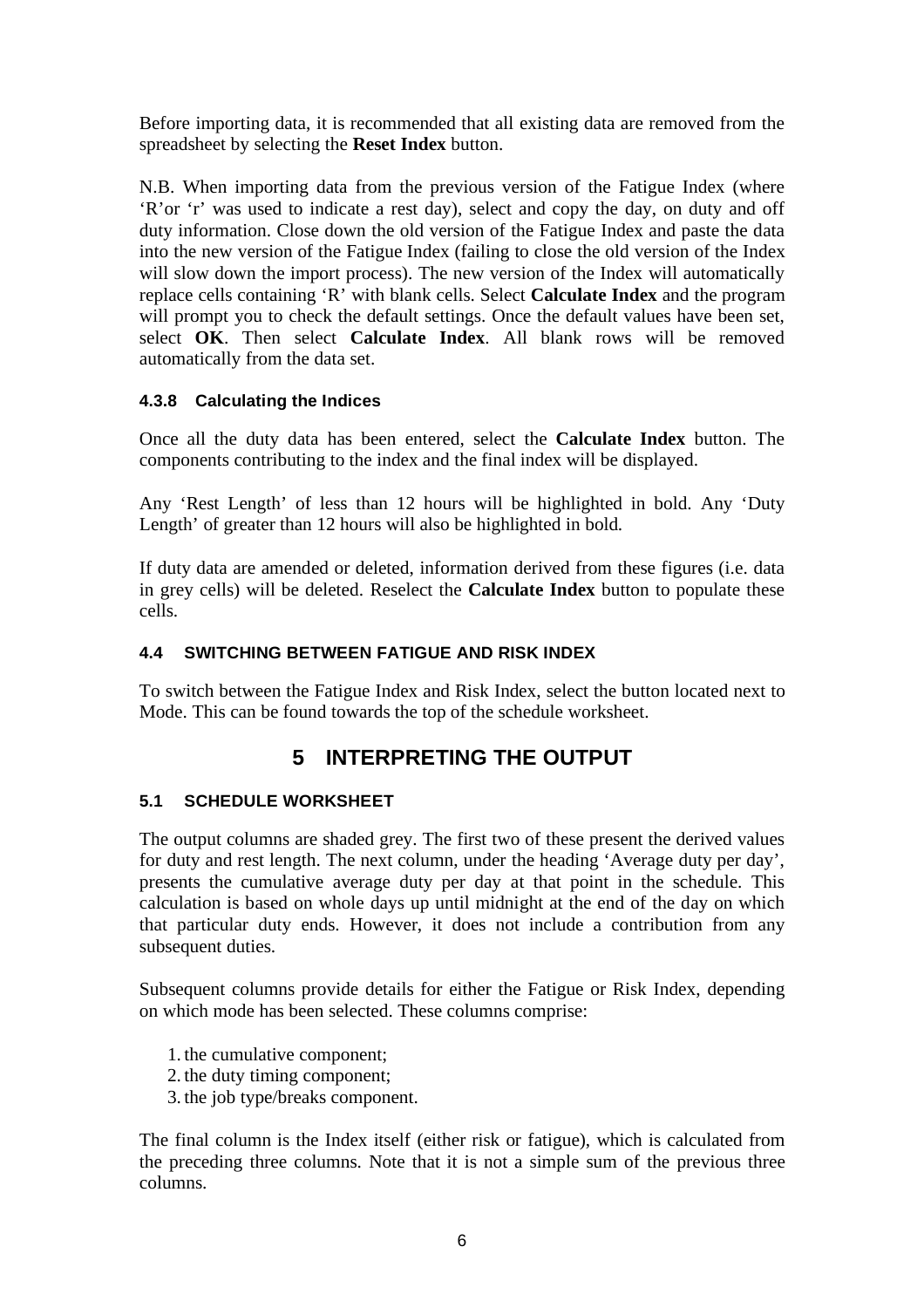Before importing data, it is recommended that all existing data are removed from the spreadsheet by selecting the **Reset Index** button.

N.B. When importing data from the previous version of the Fatigue Index (where 'R'or 'r' was used to indicate a rest day), select and copy the day, on duty and off duty information. Close down the old version of the Fatigue Index and paste the data into the new version of the Fatigue Index (failing to close the old version of the Index will slow down the import process). The new version of the Index will automatically replace cells containing 'R' with blank cells. Select **Calculate Index** and the program will prompt you to check the default settings. Once the default values have been set, select **OK**. Then select **Calculate Index**. All blank rows will be removed automatically from the data set.

#### 4.3.8 Calculating the Indices

Once all the duty data has been entered, select the **Calculate Index** button. The components contributing to the index and the final index will be displayed.

Any 'Rest Length' of less than 12 hours will be highlighted in bold. Any 'Duty Length' of greater than 12 hours will also be highlighted in bold.

If duty data are amended or deleted, information derived from these figures (i.e. data in grey cells) will be deleted. Reselect the **Calculate Index** button to populate these cells.

### 4.4 SWITCHING BETWEEN FATIGUE AND RISK INDEX

To switch between the Fatigue Index and Risk Index, select the button located next to Mode. This can be found towards the top of the schedule worksheet.

## 5 INTERPRETING THE OUTPUT

### 5.1 SCHEDULE WORKSHEET

The output columns are shaded grey. The first two of these present the derived values for duty and rest length. The next column, under the heading 'Average duty per day', presents the cumulative average duty per day at that point in the schedule. This calculation is based on whole days up until midnight at the end of the day on which that particular duty ends. However, it does not include a contribution from any subsequent duties.

Subsequent columns provide details for either the Fatigue or Risk Index, depending on which mode has been selected. These columns comprise:

1. the cumulative component;
2. the duty timing component;
3. the job type/breaks component.

The final column is the Index itself (either risk or fatigue), which is calculated from the preceding three columns. Note that it is not a simple sum of the previous three columns.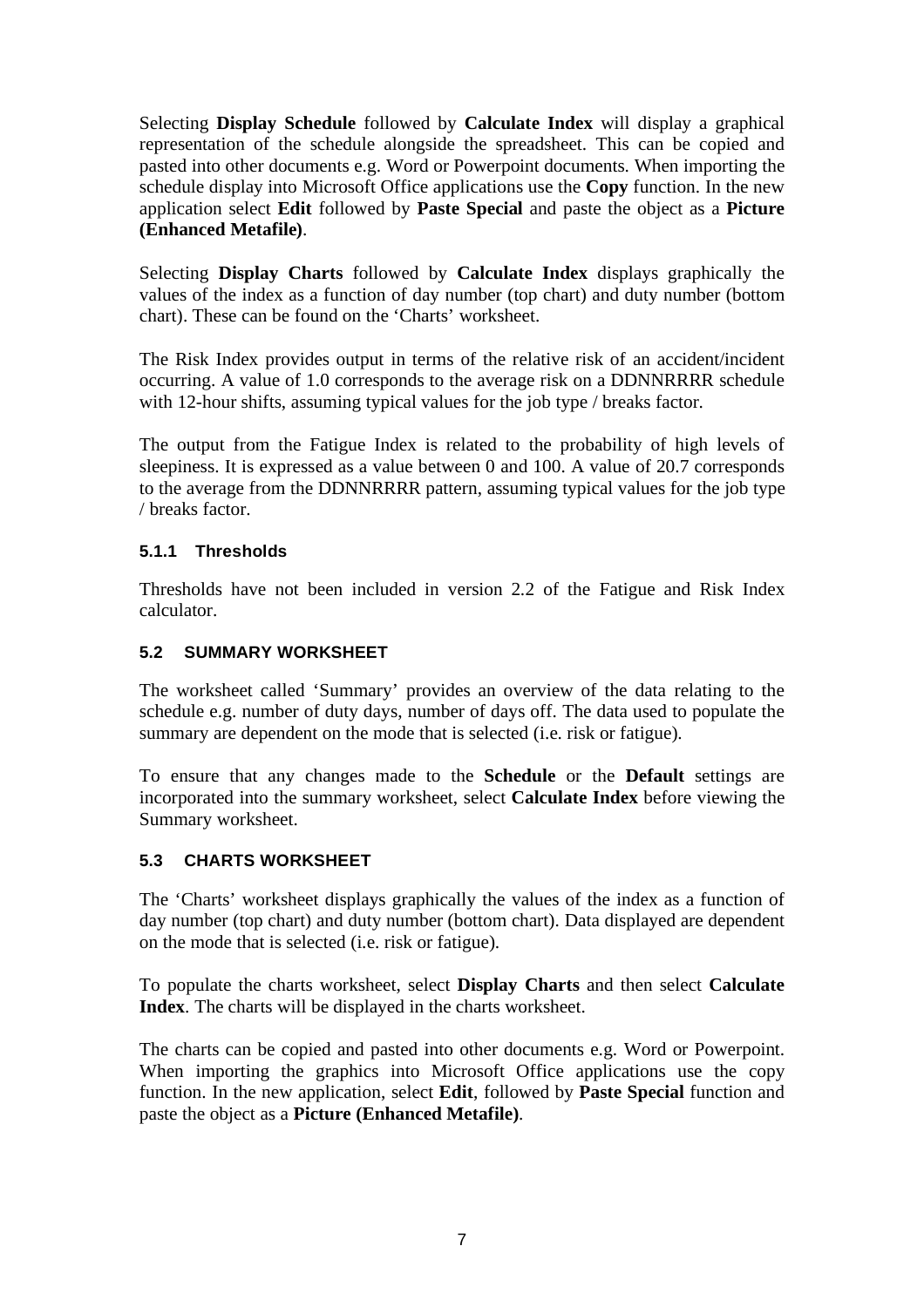Selecting **Display Schedule** followed by **Calculate Index** will display a graphical representation of the schedule alongside the spreadsheet. This can be copied and pasted into other documents e.g. Word or Powerpoint documents. When importing the schedule display into Microsoft Office applications use the **Copy** function. In the new application select **Edit** followed by **Paste Special** and paste the object as a **Picture (Enhanced Metafile)**.

Selecting **Display Charts** followed by **Calculate Index** displays graphically the values of the index as a function of day number (top chart) and duty number (bottom chart). These can be found on the 'Charts' worksheet.

The Risk Index provides output in terms of the relative risk of an accident/incident occurring. A value of 1.0 corresponds to the average risk on a DDNNRRRR schedule with 12-hour shifts, assuming typical values for the job type / breaks factor.

The output from the Fatigue Index is related to the probability of high levels of sleepiness. It is expressed as a value between 0 and 100. A value of 20.7 corresponds to the average from the DDNNRRRR pattern, assuming typical values for the job type / breaks factor.

#### 5.1.1 Thresholds

Thresholds have not been included in version 2.2 of the Fatigue and Risk Index calculator.

### 5.2 SUMMARY WORKSHEET

The worksheet called 'Summary' provides an overview of the data relating to the schedule e.g. number of duty days, number of days off. The data used to populate the summary are dependent on the mode that is selected (i.e. risk or fatigue).

To ensure that any changes made to the **Schedule** or the **Default** settings are incorporated into the summary worksheet, select **Calculate Index** before viewing the Summary worksheet.

### 5.3 CHARTS WORKSHEET

The 'Charts' worksheet displays graphically the values of the index as a function of day number (top chart) and duty number (bottom chart). Data displayed are dependent on the mode that is selected (i.e. risk or fatigue).

To populate the charts worksheet, select **Display Charts** and then select **Calculate Index**. The charts will be displayed in the charts worksheet.

The charts can be copied and pasted into other documents e.g. Word or Powerpoint. When importing the graphics into Microsoft Office applications use the copy function. In the new application, select **Edit**, followed by **Paste Special** function and paste the object as a **Picture (Enhanced Metafile)**.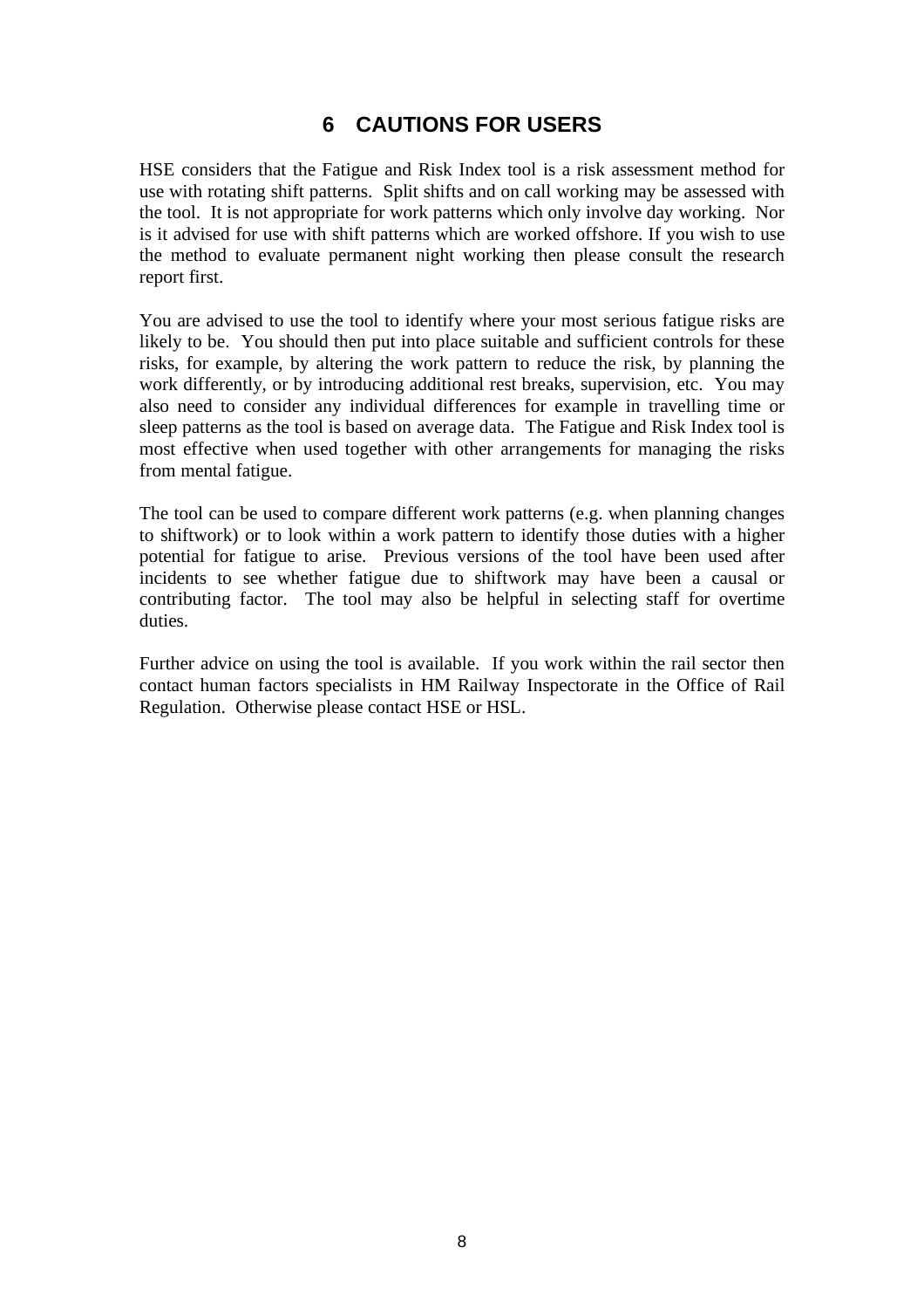# 6 CAUTIONS FOR USERS

HSE considers that the Fatigue and Risk Index tool is a risk assessment method for use with rotating shift patterns. Split shifts and on call working may be assessed with the tool. It is not appropriate for work patterns which only involve day working. Nor is it advised for use with shift patterns which are worked offshore. If you wish to use the method to evaluate permanent night working then please consult the research report first.

You are advised to use the tool to identify where your most serious fatigue risks are likely to be. You should then put into place suitable and sufficient controls for these risks, for example, by altering the work pattern to reduce the risk, by planning the work differently, or by introducing additional rest breaks, supervision, etc. You may also need to consider any individual differences for example in travelling time or sleep patterns as the tool is based on average data. The Fatigue and Risk Index tool is most effective when used together with other arrangements for managing the risks from mental fatigue.

The tool can be used to compare different work patterns (e.g. when planning changes to shiftwork) or to look within a work pattern to identify those duties with a higher potential for fatigue to arise. Previous versions of the tool have been used after incidents to see whether fatigue due to shiftwork may have been a causal or contributing factor. The tool may also be helpful in selecting staff for overtime duties.

Further advice on using the tool is available. If you work within the rail sector then contact human factors specialists in HM Railway Inspectorate in the Office of Rail Regulation. Otherwise please contact HSE or HSL.